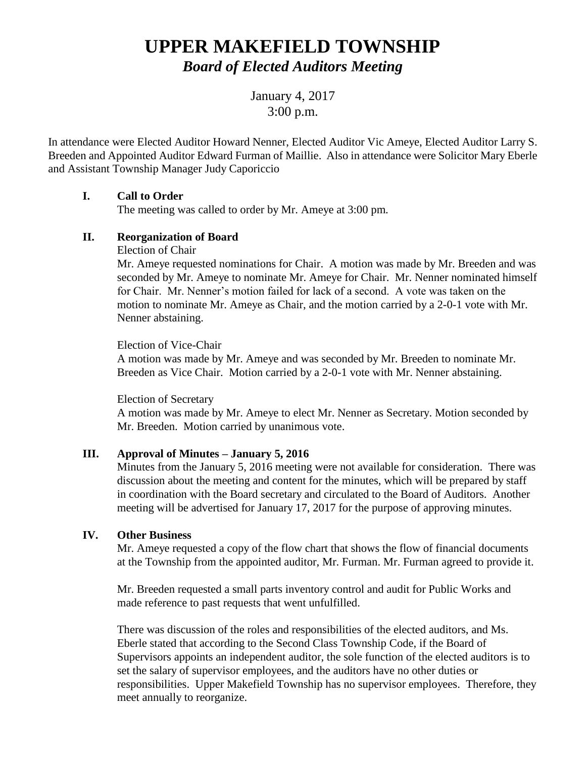# UPPER MAKEFIELD TOWNSHIP

## *Board of Elected Auditors Meeting*

January 4, 2017
3:00 p.m.

In attendance were Elected Auditor Howard Nenner, Elected Auditor Vic Ameye, Elected Auditor Larry S. Breeden and Appointed Auditor Edward Furman of Maillie. Also in attendance were Solicitor Mary Eberle and Assistant Township Manager Judy Caporiccio

### I. Call to Order

The meeting was called to order by Mr. Ameye at 3:00 pm.

### II. Reorganization of Board

Election of Chair

Mr. Ameye requested nominations for Chair. A motion was made by Mr. Breeden and was seconded by Mr. Ameye to nominate Mr. Ameye for Chair. Mr. Nenner nominated himself for Chair. Mr. Nenner's motion failed for lack of a second. A vote was taken on the motion to nominate Mr. Ameye as Chair, and the motion carried by a 2-0-1 vote with Mr. Nenner abstaining.

Election of Vice-Chair

A motion was made by Mr. Ameye and was seconded by Mr. Breeden to nominate Mr. Breeden as Vice Chair. Motion carried by a 2-0-1 vote with Mr. Nenner abstaining.

Election of Secretary

A motion was made by Mr. Ameye to elect Mr. Nenner as Secretary. Motion seconded by Mr. Breeden. Motion carried by unanimous vote.

### III. Approval of Minutes – January 5, 2016

Minutes from the January 5, 2016 meeting were not available for consideration. There was discussion about the meeting and content for the minutes, which will be prepared by staff in coordination with the Board secretary and circulated to the Board of Auditors. Another meeting will be advertised for January 17, 2017 for the purpose of approving minutes.

### IV. Other Business

Mr. Ameye requested a copy of the flow chart that shows the flow of financial documents at the Township from the appointed auditor, Mr. Furman. Mr. Furman agreed to provide it.

Mr. Breeden requested a small parts inventory control and audit for Public Works and made reference to past requests that went unfulfilled.

There was discussion of the roles and responsibilities of the elected auditors, and Ms. Eberle stated that according to the Second Class Township Code, if the Board of Supervisors appoints an independent auditor, the sole function of the elected auditors is to set the salary of supervisor employees, and the auditors have no other duties or responsibilities. Upper Makefield Township has no supervisor employees. Therefore, they meet annually to reorganize.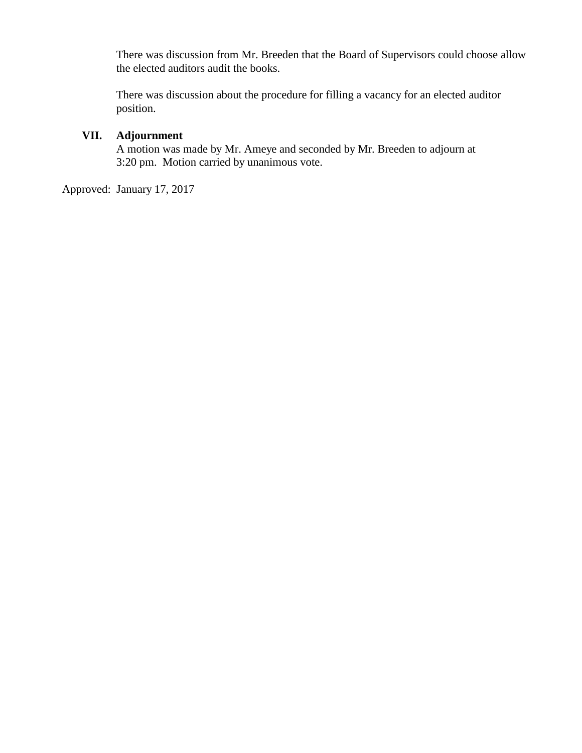There was discussion from Mr. Breeden that the Board of Supervisors could choose allow the elected auditors audit the books.

There was discussion about the procedure for filling a vacancy for an elected auditor position.

**VII. Adjournment**

A motion was made by Mr. Ameye and seconded by Mr. Breeden to adjourn at 3:20 pm. Motion carried by unanimous vote.

Approved: January 17, 2017